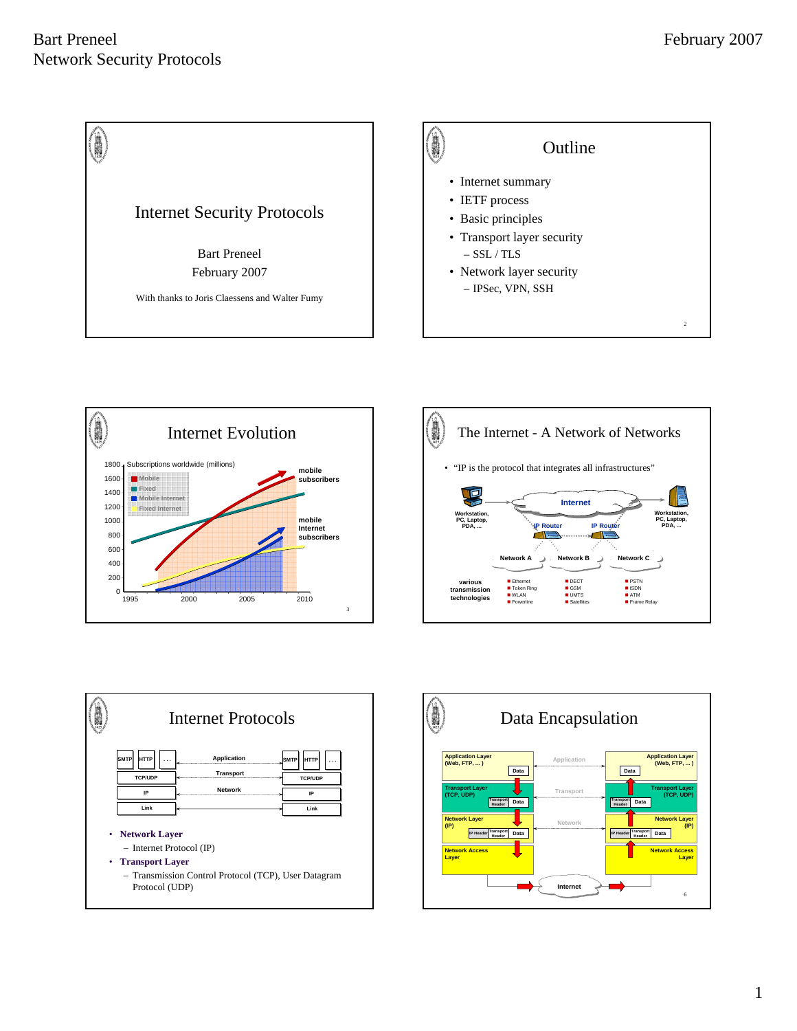## Internet Security Protocols

Bart Preneel
February 2007

With thanks to Joris Claessens and Walter Fumy

## Outline

- Internet summary
- IETF process
- Basic principles
- Transport layer security
  - SSL / TLS
- Network layer security
  - IPSec, VPN, SSH

## Internet Evolution

Subscriptions worldwide (millions)

- Mobile
- Fixed
- Mobile Internet
- Fixed Internet

mobile subscribers

mobile Internet subscribers

## The Internet - A Network of Networks

- "IP is the protocol that integrates all infrastructures"

Workstation, PC, Laptop, PDA, ... — Internet — Workstation, PC, Laptop, PDA, ...

IP Router, IP Router

Network A, Network B, Network C

various transmission technologies

- Ethernet, Token Ring, WLAN, Powerline
- DECT, GSM, UMTS, Satellites
- PSTN, ISDN, ATM, Frame Relay

## Internet Protocols

SMTP | HTTP | ... — Application
TCP/UDP — Transport
IP — Network
Link

- **Network Layer**
  - Internet Protocol (IP)
- **Transport Layer**
  - Transmission Control Protocol (TCP), User Datagram Protocol (UDP)

## Data Encapsulation

Application Layer (Web, FTP, ... ) — Data

Transport Layer (TCP, UDP) — Transport Header | Data

Network Layer (IP) — IP Header | Transport Header | Data

Network Access Layer

Internet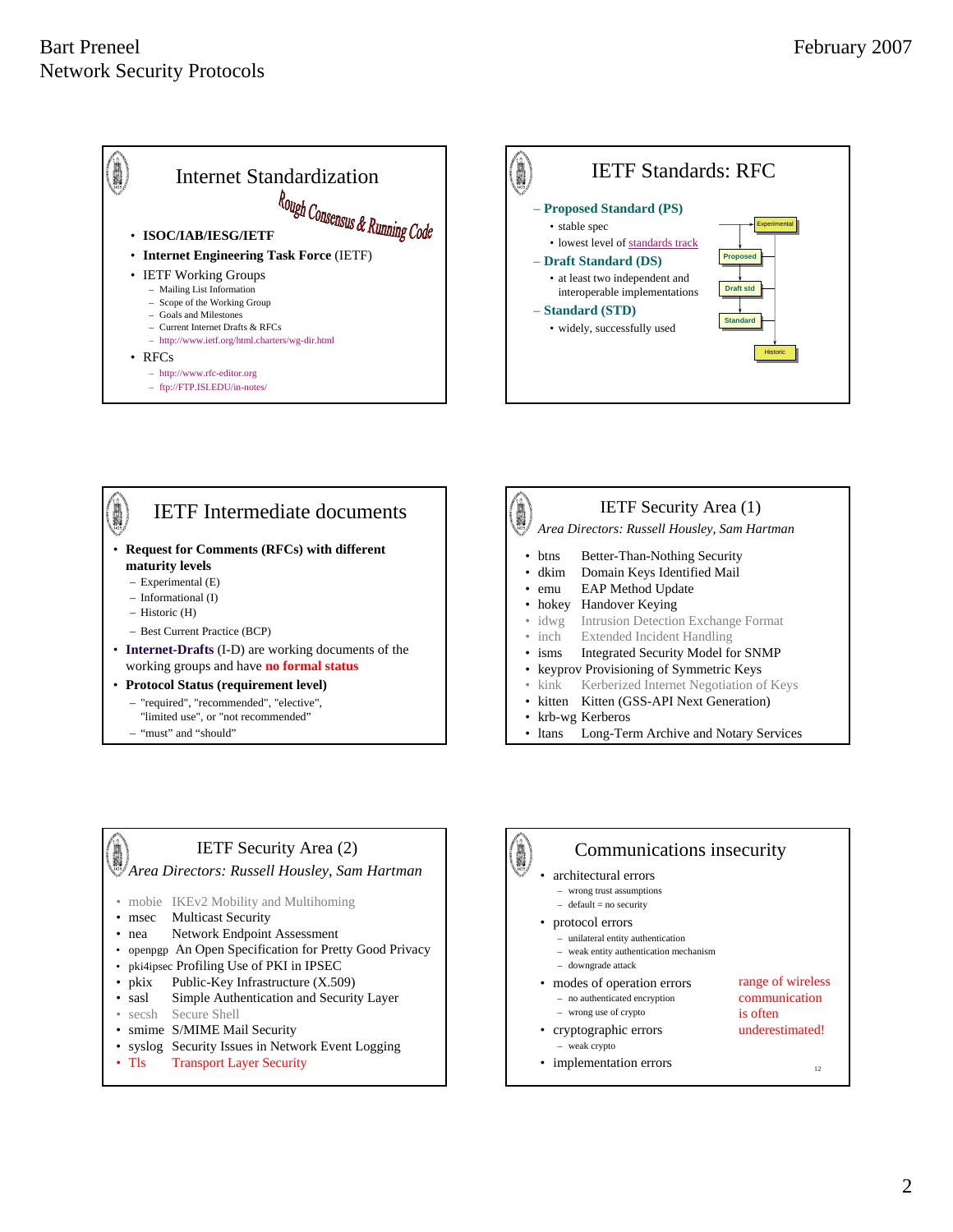## Internet Standardization

*Rough Consensus & Running Code*

- **ISOC/IAB/IESG/IETF**
- **Internet Engineering Task Force** (IETF)
- IETF Working Groups
  - Mailing List Information
  - Scope of the Working Group
  - Goals and Milestones
  - Current Internet Drafts & RFCs
  - http://www.ietf.org/html.charters/wg-dir.html
- RFCs
  - http://www.rfc-editor.org
  - ftp://FTP.ISI.EDU/in-notes/

## IETF Standards: RFC

- **Proposed Standard (PS)**
  - stable spec
  - lowest level of standards track
- **Draft Standard (DS)**
  - at least two independent and interoperable implementations
- **Standard (STD)**
  - widely, successfully used

Experimental — Proposed — Draft std — Standard — Historic

## IETF Intermediate documents

- **Request for Comments (RFCs) with different maturity levels**
  - Experimental (E)
  - Informational (I)
  - Historic (H)
  - Best Current Practice (BCP)
- **Internet-Drafts** (I-D) are working documents of the working groups and have **no formal status**
- **Protocol Status (requirement level)**
  - "required", "recommended", "elective", "limited use", or "not recommended"
  - "must" and "should"

## IETF Security Area (1)

*Area Directors: Russell Housley, Sam Hartman*

- btns Better-Than-Nothing Security
- dkim Domain Keys Identified Mail
- emu EAP Method Update
- hokey Handover Keying
- idwg Intrusion Detection Exchange Format
- inch Extended Incident Handling
- isms Integrated Security Model for SNMP
- keyprov Provisioning of Symmetric Keys
- kink Kerberized Internet Negotiation of Keys
- kitten Kitten (GSS-API Next Generation)
- krb-wg Kerberos
- ltans Long-Term Archive and Notary Services

## IETF Security Area (2)

*Area Directors: Russell Housley, Sam Hartman*

- mobie IKEv2 Mobility and Multihoming
- msec Multicast Security
- nea Network Endpoint Assessment
- openpgp An Open Specification for Pretty Good Privacy
- pki4ipsec Profiling Use of PKI in IPSEC
- pkix Public-Key Infrastructure (X.509)
- sasl Simple Authentication and Security Layer
- secsh Secure Shell
- smime S/MIME Mail Security
- syslog Security Issues in Network Event Logging
- Tls Transport Layer Security

## Communications insecurity

- architectural errors
  - wrong trust assumptions
  - default = no security
- protocol errors
  - unilateral entity authentication
  - weak entity authentication mechanism
  - downgrade attack
- modes of operation errors
  - no authenticated encryption
  - wrong use of crypto
- cryptographic errors
  - weak crypto
- implementation errors

range of wireless communication is often underestimated!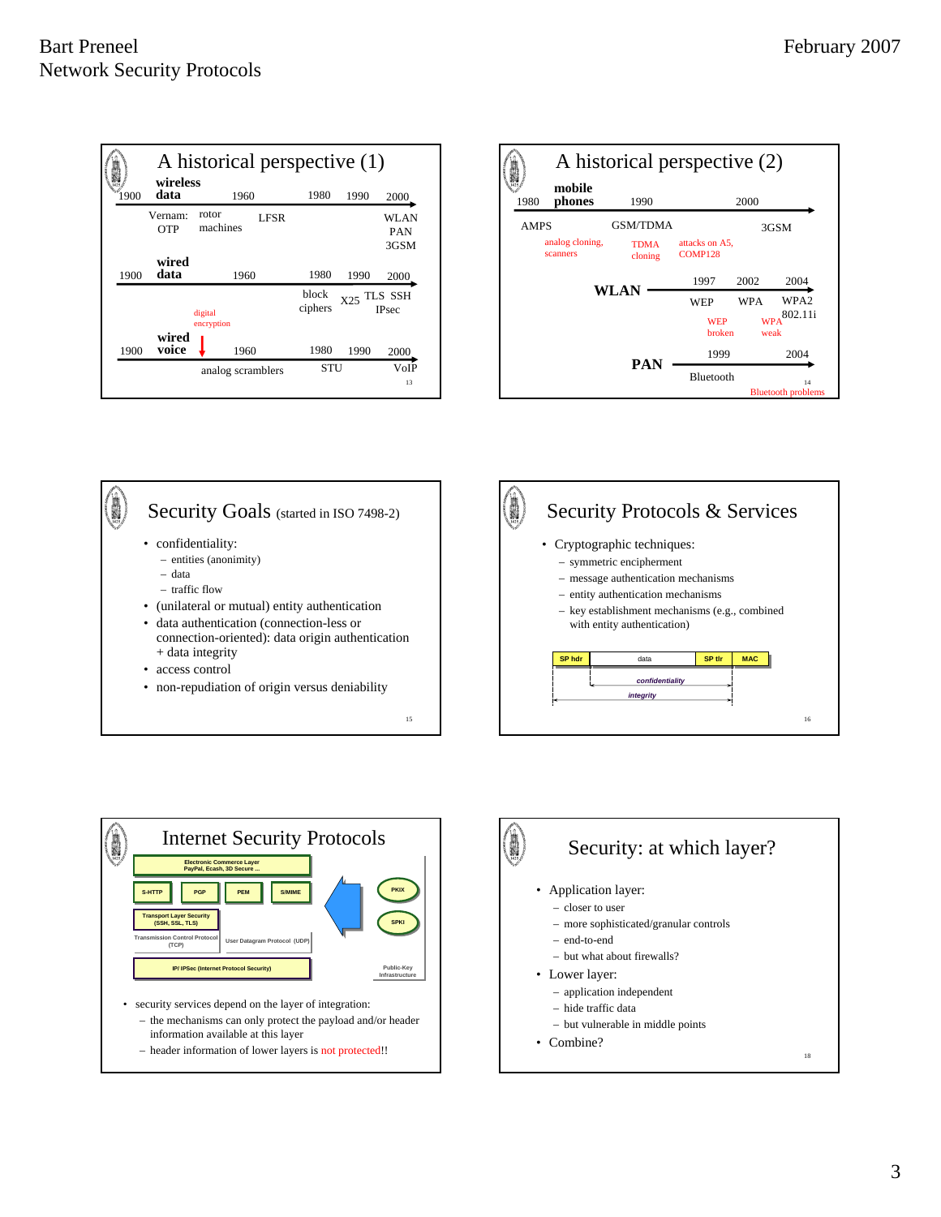## A historical perspective (1)

**wireless data** — 1900, 1960, 1980, 1990, 2000

- Vernam: OTP
- rotor machines
- LFSR
- WLAN, PAN, 3GSM

**wired data** — 1900, 1960, 1980, 1990, 2000

- digital encryption
- block ciphers
- X25
- TLS, SSH, IPsec

**wired voice** — 1900, 1960, 1980, 1990, 2000

- analog scramblers
- STU
- VoIP

## A historical perspective (2)

**mobile phones** — 1980, 1990, 2000

- AMPS — analog cloning, scanners
- GSM/TDMA — TDMA cloning; attacks on A5, COMP128
- 3GSM

**WLAN** — 1997, 2002, 2004

- WEP — WEP broken
- WPA — WPA weak
- WPA2 802.11i

**PAN** — 1999, 2004

- Bluetooth — Bluetooth problems

## Security Goals (started in ISO 7498-2)

- confidentiality:
  - entities (anonimity)
  - data
  - traffic flow
- (unilateral or mutual) entity authentication
- data authentication (connection-less or connection-oriented): data origin authentication + data integrity
- access control
- non-repudiation of origin versus deniability

## Security Protocols & Services

- Cryptographic techniques:
  - symmetric encipherment
  - message authentication mechanisms
  - entity authentication mechanisms
  - key establishment mechanisms (e.g., combined with entity authentication)

| SP hdr | data | SP tlr | MAC |
| --- | --- | --- | --- |

confidentiality (data, SP tlr); integrity (SP hdr, data, SP tlr)

## Internet Security Protocols

- Electronic Commerce Layer: PayPal, Ecash, 3D Secure ...
- S-HTTP, PGP, PEM, S/MIME
- Transport Layer Security (SSH, SSL, TLS)
- Transmission Control Protocol (TCP); User Datagram Protocol (UDP)
- IP/ IPSec (Internet Protocol Security)
- Public-Key Infrastructure: PKIX, SPKI

- security services depend on the layer of integration:
  - the mechanisms can only protect the payload and/or header information available at this layer
  - header information of lower layers is not protected!!

## Security: at which layer?

- Application layer:
  - closer to user
  - more sophisticated/granular controls
  - end-to-end
  - but what about firewalls?
- Lower layer:
  - application independent
  - hide traffic data
  - but vulnerable in middle points
- Combine?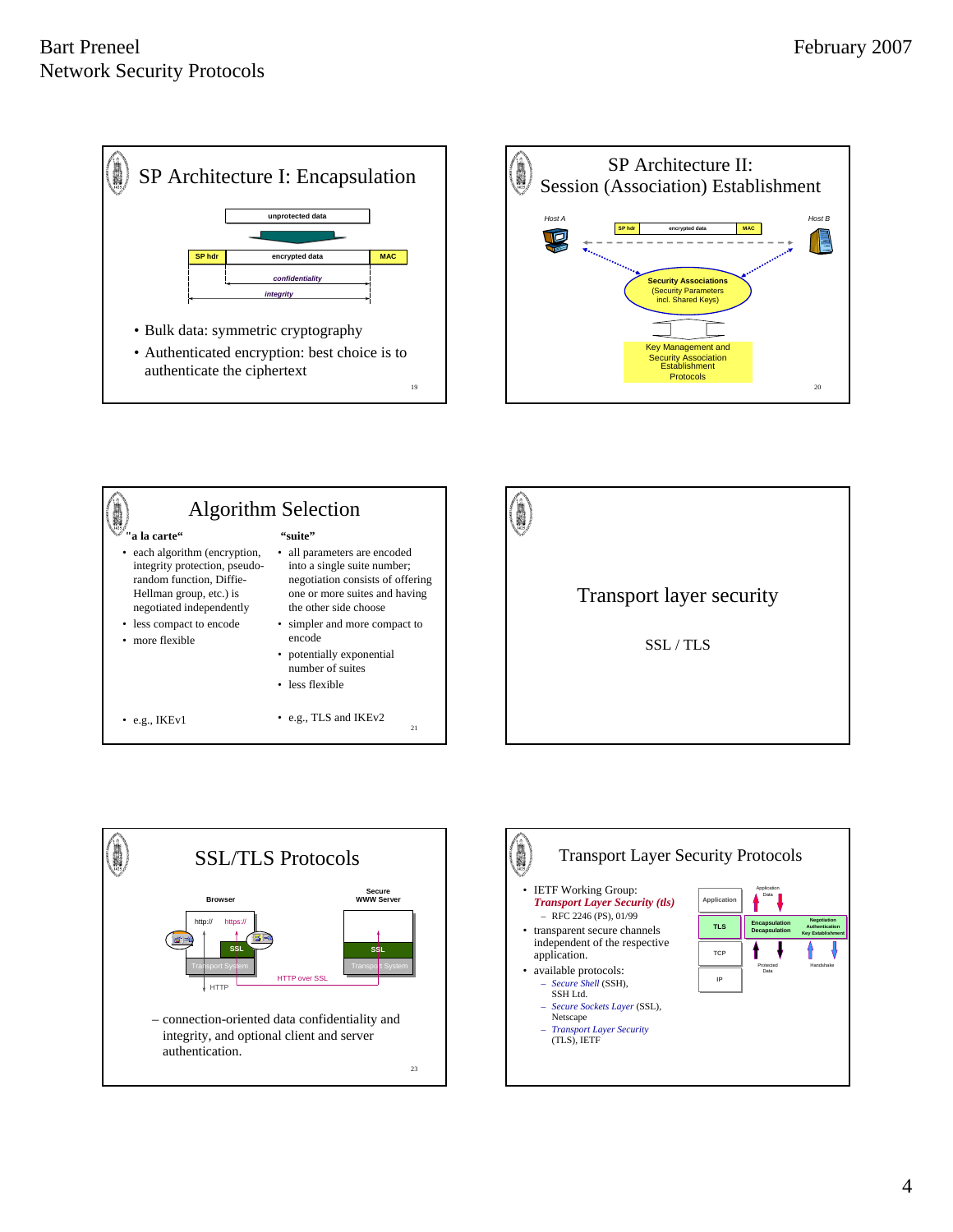## SP Architecture I: Encapsulation

unprotected data

SP hdr | encrypted data | MAC

confidentiality

integrity

- Bulk data: symmetric cryptography
- Authenticated encryption: best choice is to authenticate the ciphertext

## SP Architecture II: Session (Association) Establishment

Host A — Host B

SP hdr | encrypted data | MAC

Security Associations (Security Parameters incl. Shared Keys)

Key Management and Security Association Establishment Protocols

## Algorithm Selection

**"a la carte"**

- each algorithm (encryption, integrity protection, pseudo-random function, Diffie-Hellman group, etc.) is negotiated independently
- less compact to encode
- more flexible
- e.g., IKEv1

**"suite"**

- all parameters are encoded into a single suite number; negotiation consists of offering one or more suites and having the other side choose
- simpler and more compact to encode
- potentially exponential number of suites
- less flexible
- e.g., TLS and IKEv2

## Transport layer security

SSL / TLS

## SSL/TLS Protocols

Browser — Secure WWW Server

http:// https://

SSL — SSL

Transport System — Transport System

HTTP — HTTP over SSL

– connection-oriented data confidentiality and integrity, and optional client and server authentication.

## Transport Layer Security Protocols

- IETF Working Group: ***Transport Layer Security (tls)***
  - RFC 2246 (PS), 01/99
- transparent secure channels independent of the respective application.
- available protocols:
  - *Secure Shell* (SSH), SSH Ltd.
  - *Secure Sockets Layer* (SSL), Netscape
  - *Transport Layer Security* (TLS), IETF

Application / TLS / TCP / IP

Application Data; Encapsulation Decapsulation; Negotiation Authentication Key Establishment; Protected Data; Handshake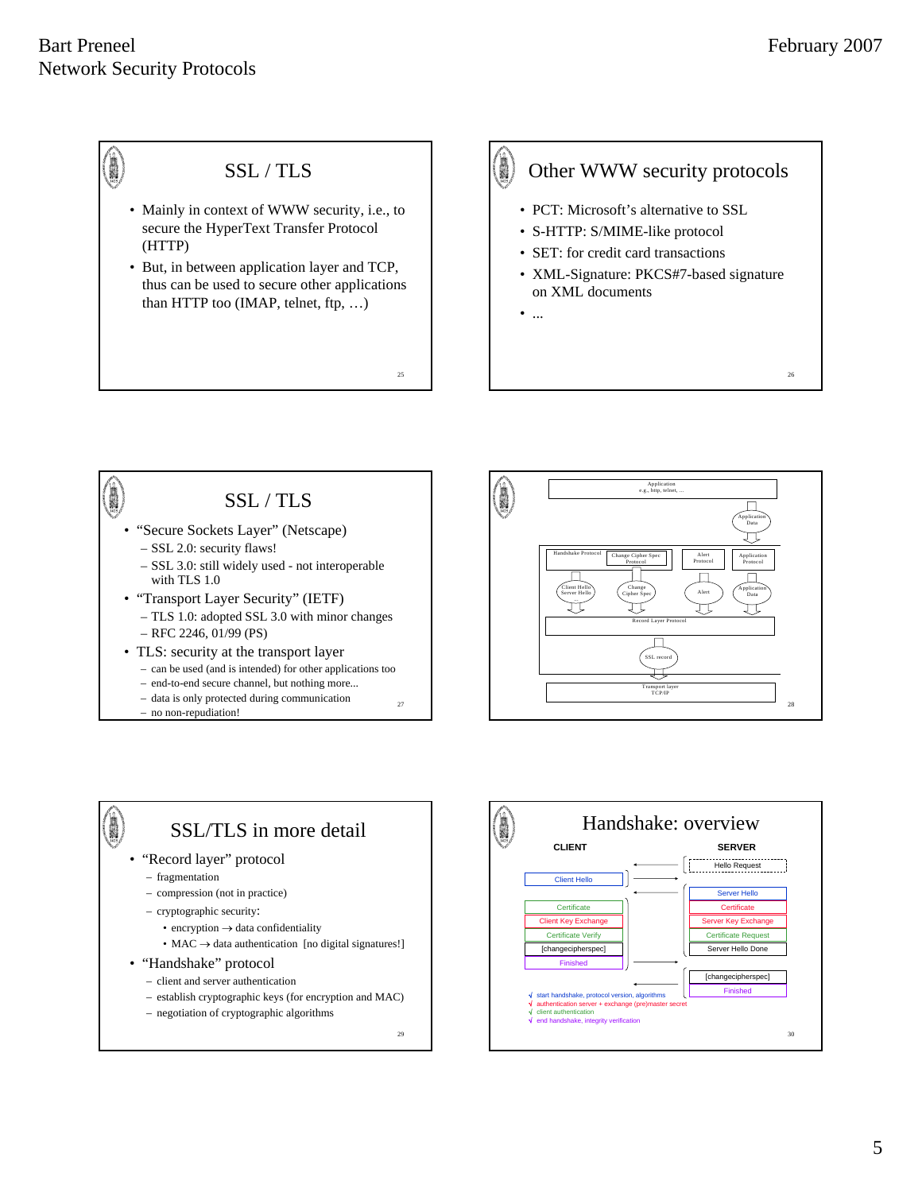## SSL / TLS

- Mainly in context of WWW security, i.e., to secure the HyperText Transfer Protocol (HTTP)
- But, in between application layer and TCP, thus can be used to secure other applications than HTTP too (IMAP, telnet, ftp, …)

## Other WWW security protocols

- PCT: Microsoft's alternative to SSL
- S-HTTP: S/MIME-like protocol
- SET: for credit card transactions
- XML-Signature: PKCS#7-based signature on XML documents
- ...

## SSL / TLS

- "Secure Sockets Layer" (Netscape)
  - SSL 2.0: security flaws!
  - SSL 3.0: still widely used - not interoperable with TLS 1.0
- "Transport Layer Security" (IETF)
  - TLS 1.0: adopted SSL 3.0 with minor changes
  - RFC 2246, 01/99 (PS)
- TLS: security at the transport layer
  - can be used (and is intended) for other applications too
  - end-to-end secure channel, but nothing more...
  - data is only protected during communication
  - no non-repudiation!

Application e.g., http, telnet, ...

Application Data

Handshake Protocol | Change Cipher Spec Protocol | Alert Protocol | Application Protocol

Client Hello Server Hello ... | Change Cipher Spec | Alert | Application Data

Record Layer Protocol

SSL record

Transport layer TCP/IP

## SSL/TLS in more detail

- "Record layer" protocol
  - fragmentation
  - compression (not in practice)
  - cryptographic security:
    - encryption → data confidentiality
    - MAC → data authentication [no digital signatures!]
- "Handshake" protocol
  - client and server authentication
  - establish cryptographic keys (for encryption and MAC)
  - negotiation of cryptographic algorithms

## Handshake: overview

| CLIENT | | SERVER |
|---|---|---|
| | ← | Hello Request |
| Client Hello | → | |
| | ← | Server Hello<br>Certificate<br>Server Key Exchange<br>Certificate Request<br>Server Hello Done |
| Certificate<br>Client Key Exchange<br>Certificate Verify<br>[changecipherspec]<br>Finished | → | |
| | ← | [changecipherspec]<br>Finished |

√ start handshake, protocol version, algorithms
√ authentication server + exchange (pre)master secret
√ client authentication
√ end handshake, integrity verification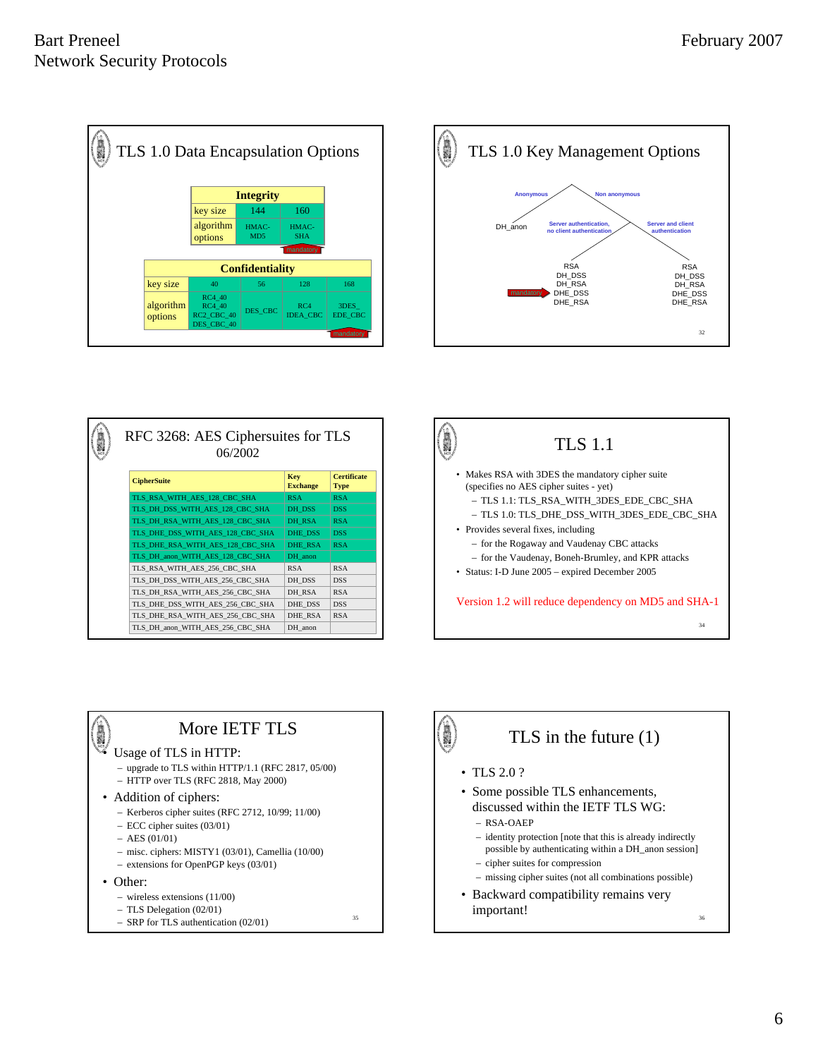## TLS 1.0 Data Encapsulation Options

| Integrity | | |
|---|---|---|
| key size | 144 | 160 |
| algorithm options | HMAC-MD5 | HMAC-SHA |
| | | mandatory |

| Confidentiality | | | | |
|---|---|---|---|---|
| key size | 40 | 56 | 128 | 168 |
| algorithm options | RC4_40<br>RC4_40<br>RC2_CBC_40<br>DES_CBC_40 | DES_CBC | RC4<br>IDEA_CBC | 3DES_EDE_CBC |
| | | | | mandatory |

## TLS 1.0 Key Management Options

- Anonymous
  - DH_anon
- Non anonymous
  - Server authentication, no client authentication
    - RSA
    - DH_DSS
    - DH_RSA
    - DHE_DSS (mandatory)
    - DHE_RSA
  - Server and client authentication
    - RSA
    - DH_DSS
    - DH_RSA
    - DHE_DSS
    - DHE_RSA

## RFC 3268: AES Ciphersuites for TLS 06/2002

| CipherSuite | Key Exchange | Certificate Type |
|---|---|---|
| TLS_RSA_WITH_AES_128_CBC_SHA | RSA | RSA |
| TLS_DH_DSS_WITH_AES_128_CBC_SHA | DH_DSS | DSS |
| TLS_DH_RSA_WITH_AES_128_CBC_SHA | DH_RSA | RSA |
| TLS_DHE_DSS_WITH_AES_128_CBC_SHA | DHE_DSS | DSS |
| TLS_DHE_RSA_WITH_AES_128_CBC_SHA | DHE_RSA | RSA |
| TLS_DH_anon_WITH_AES_128_CBC_SHA | DH_anon | |
| TLS_RSA_WITH_AES_256_CBC_SHA | RSA | RSA |
| TLS_DH_DSS_WITH_AES_256_CBC_SHA | DH_DSS | DSS |
| TLS_DH_RSA_WITH_AES_256_CBC_SHA | DH_RSA | RSA |
| TLS_DHE_DSS_WITH_AES_256_CBC_SHA | DHE_DSS | DSS |
| TLS_DHE_RSA_WITH_AES_256_CBC_SHA | DHE_RSA | RSA |
| TLS_DH_anon_WITH_AES_256_CBC_SHA | DH_anon | |

## TLS 1.1

- Makes RSA with 3DES the mandatory cipher suite (specifies no AES cipher suites - yet)
  - TLS 1.1: TLS_RSA_WITH_3DES_EDE_CBC_SHA
  - TLS 1.0: TLS_DHE_DSS_WITH_3DES_EDE_CBC_SHA
- Provides several fixes, including
  - for the Rogaway and Vaudenay CBC attacks
  - for the Vaudenay, Boneh-Brumley, and KPR attacks
- Status: I-D June 2005 – expired December 2005

Version 1.2 will reduce dependency on MD5 and SHA-1

## More IETF TLS

- Usage of TLS in HTTP:
  - upgrade to TLS within HTTP/1.1 (RFC 2817, 05/00)
  - HTTP over TLS (RFC 2818, May 2000)
- Addition of ciphers:
  - Kerberos cipher suites (RFC 2712, 10/99; 11/00)
  - ECC cipher suites (03/01)
  - AES (01/01)
  - misc. ciphers: MISTY1 (03/01), Camellia (10/00)
  - extensions for OpenPGP keys (03/01)
- Other:
  - wireless extensions (11/00)
  - TLS Delegation (02/01)
  - SRP for TLS authentication (02/01)

## TLS in the future (1)

- TLS 2.0 ?
- Some possible TLS enhancements, discussed within the IETF TLS WG:
  - RSA-OAEP
  - identity protection [note that this is already indirectly possible by authenticating within a DH_anon session]
  - cipher suites for compression
  - missing cipher suites (not all combinations possible)
- Backward compatibility remains very important!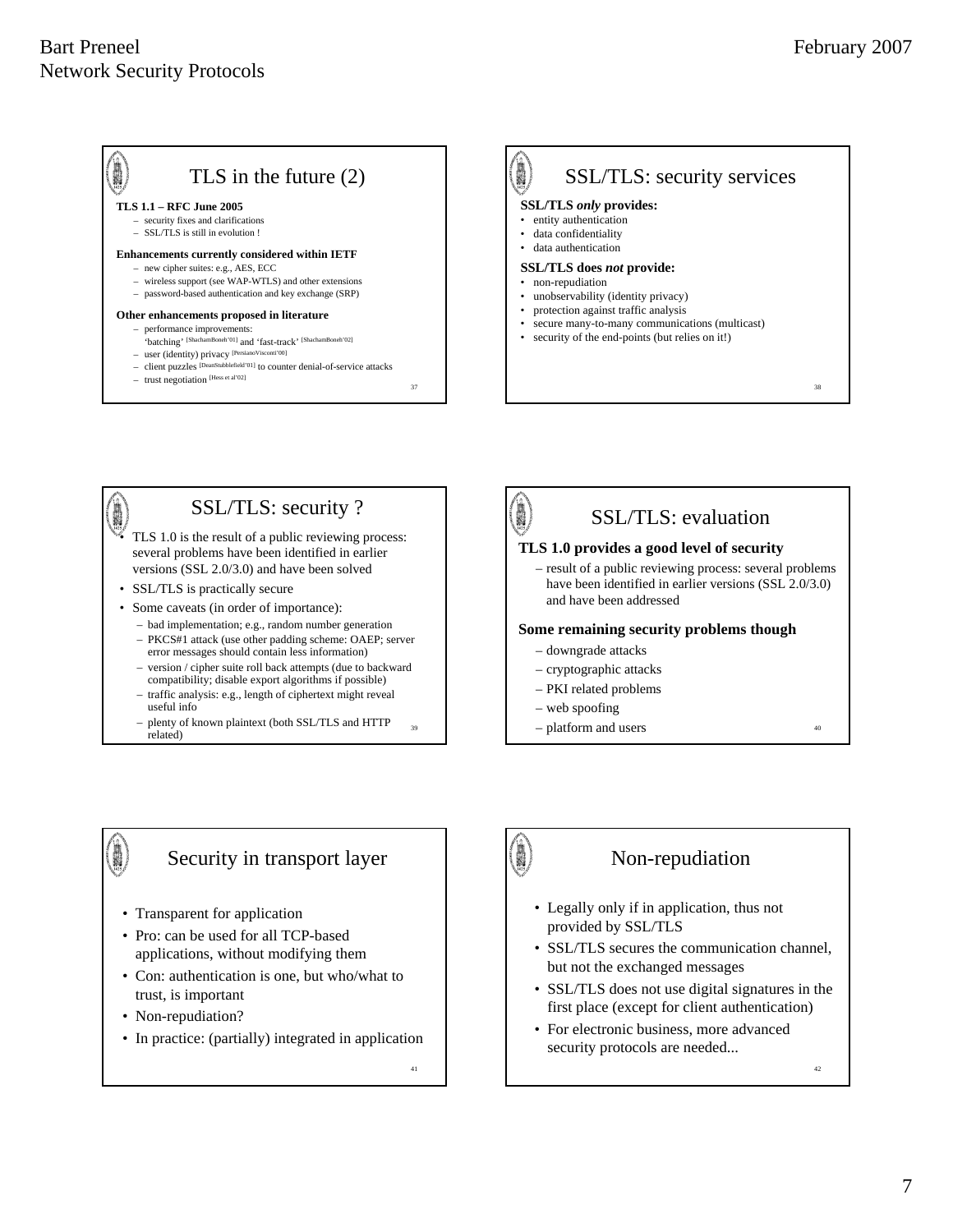## TLS in the future (2)

**TLS 1.1 – RFC June 2005**

- security fixes and clarifications
- SSL/TLS is still in evolution !

**Enhancements currently considered within IETF**

- new cipher suites: e.g., AES, ECC
- wireless support (see WAP-WTLS) and other extensions
- password-based authentication and key exchange (SRP)

**Other enhancements proposed in literature**

- performance improvements: 'batching' [ShachamBoneh'01] and 'fast-track' [ShachamBoneh'02]
- user (identity) privacy [PersianoVisconti'00]
- client puzzles [DeanStubblefield'01] to counter denial-of-service attacks
- trust negotiation [Hess et al'02]

## SSL/TLS: security services

**SSL/TLS *only* provides:**

- entity authentication
- data confidentiality
- data authentication

**SSL/TLS does *not* provide:**

- non-repudiation
- unobservability (identity privacy)
- protection against traffic analysis
- secure many-to-many communications (multicast)
- security of the end-points (but relies on it!)

## SSL/TLS: security ?

- TLS 1.0 is the result of a public reviewing process: several problems have been identified in earlier versions (SSL 2.0/3.0) and have been solved
- SSL/TLS is practically secure
- Some caveats (in order of importance):
  - bad implementation; e.g., random number generation
  - PKCS#1 attack (use other padding scheme: OAEP; server error messages should contain less information)
  - version / cipher suite roll back attempts (due to backward compatibility; disable export algorithms if possible)
  - traffic analysis: e.g., length of ciphertext might reveal useful info
  - plenty of known plaintext (both SSL/TLS and HTTP related)

## SSL/TLS: evaluation

**TLS 1.0 provides a good level of security**

- result of a public reviewing process: several problems have been identified in earlier versions (SSL 2.0/3.0) and have been addressed

**Some remaining security problems though**

- downgrade attacks
- cryptographic attacks
- PKI related problems
- web spoofing
- platform and users

## Security in transport layer

- Transparent for application
- Pro: can be used for all TCP-based applications, without modifying them
- Con: authentication is one, but who/what to trust, is important
- Non-repudiation?
- In practice: (partially) integrated in application

## Non-repudiation

- Legally only if in application, thus not provided by SSL/TLS
- SSL/TLS secures the communication channel, but not the exchanged messages
- SSL/TLS does not use digital signatures in the first place (except for client authentication)
- For electronic business, more advanced security protocols are needed...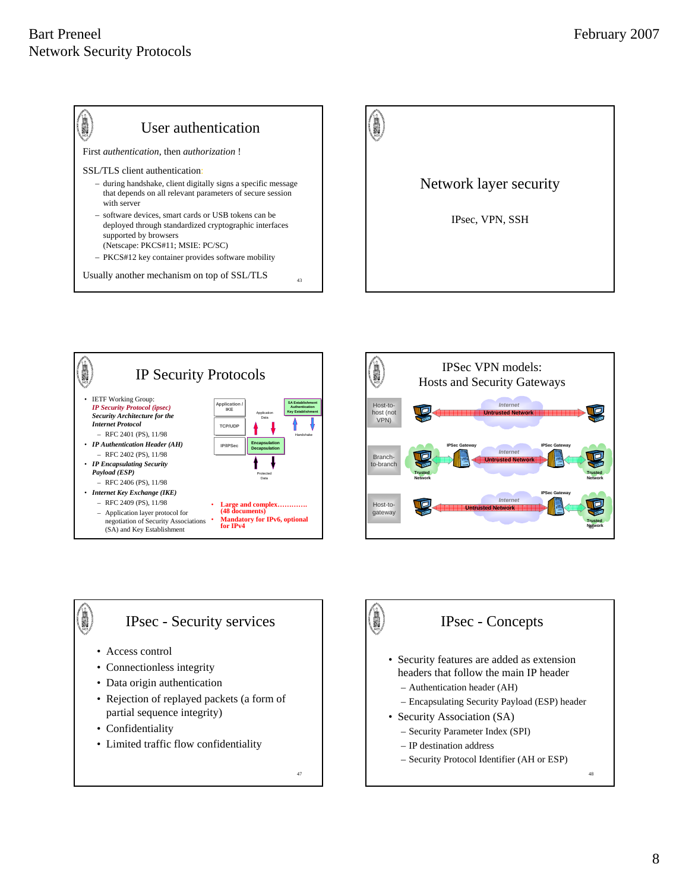## User authentication

First *authentication*, then *authorization* !

SSL/TLS client authentication:

- during handshake, client digitally signs a specific message that depends on all relevant parameters of secure session with server
- software devices, smart cards or USB tokens can be deployed through standardized cryptographic interfaces supported by browsers (Netscape: PKCS#11; MSIE: PC/SC)
- PKCS#12 key container provides software mobility

Usually another mechanism on top of SSL/TLS

## Network layer security

IPsec, VPN, SSH

## IP Security Protocols

- IETF Working Group: ***IP Security Protocol (ipsec)*** ***Security Architecture for the Internet Protocol***
  - RFC 2401 (PS), 11/98
- ***IP Authentication Header (AH)***
  - RFC 2402 (PS), 11/98
- ***IP Encapsulating Security Payload (ESP)***
  - RFC 2406 (PS), 11/98
- ***Internet Key Exchange (IKE)***
  - RFC 2409 (PS), 11/98
  - Application layer protocol for negotiation of Security Associations (SA) and Key Establishment

- **Large and complex............ (48 documents)**
- **Mandatory for IPv6, optional for IPv4**

Application / IKE; TCP/UDP; IP/IPSec; Application Data; Encapsulation Decapsulation; Protected Data; SA Establishment Authentication Key Establishment; Handshake

## IPSec VPN models: Hosts and Security Gateways

Host-to-host (not VPN); Branch-to-branch; Host-to-gateway

Internet; Untrusted Network; IPSec Gateway; Trusted Network

## IPsec - Security services

- Access control
- Connectionless integrity
- Data origin authentication
- Rejection of replayed packets (a form of partial sequence integrity)
- Confidentiality
- Limited traffic flow confidentiality

## IPsec - Concepts

- Security features are added as extension headers that follow the main IP header
  - Authentication header (AH)
  - Encapsulating Security Payload (ESP) header
- Security Association (SA)
  - Security Parameter Index (SPI)
  - IP destination address
  - Security Protocol Identifier (AH or ESP)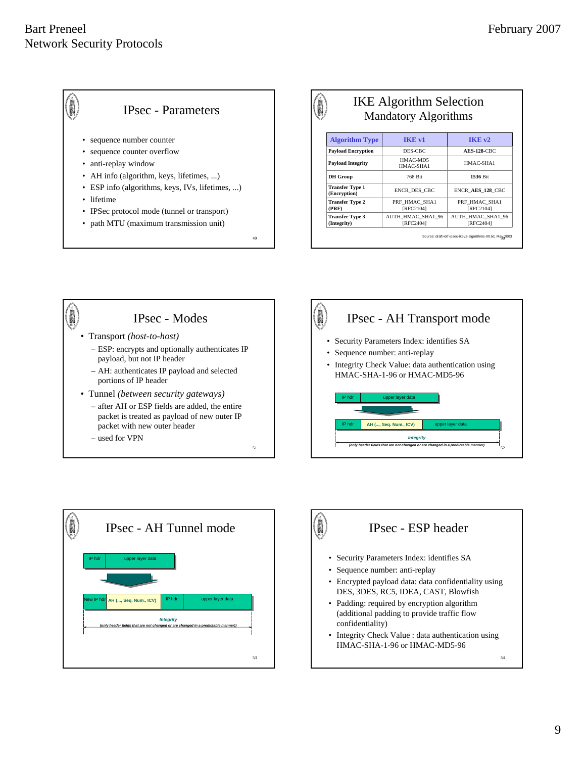## IPsec - Parameters

- sequence number counter
- sequence counter overflow
- anti-replay window
- AH info (algorithm, keys, lifetimes, ...)
- ESP info (algorithms, keys, IVs, lifetimes, ...)
- lifetime
- IPSec protocol mode (tunnel or transport)
- path MTU (maximum transmission unit)

## IKE Algorithm Selection
### Mandatory Algorithms

| Algorithm Type | IKE v1 | IKE v2 |
|---|---|---|
| **Payload Encryption** | DES-CBC | **AES-128**-CBC |
| **Payload Integrity** | HMAC-MD5 HMAC-SHA1 | HMAC-SHA1 |
| **DH Group** | 768 Bit | **1536** Bit |
| **Transfer Type 1 (Encryption)** | ENCR_DES_CBC | ENCR_**AES_128**_CBC |
| **Transfer Type 2 (PRF)** | PRF_HMAC_SHA1 [RFC2104] | PRF_HMAC_SHA1 [RFC2104] |
| **Transfer Type 3 (Integrity)** | AUTH_HMAC_SHA1_96 [RFC2404] | AUTH_HMAC_SHA1_96 [RFC2404] |

Source: draft-ietf-ipsec-ikev2-algorithms-00.txt, May 2003

## IPsec - Modes

- Transport *(host-to-host)*
  - ESP: encrypts and optionally authenticates IP payload, but not IP header
  - AH: authenticates IP payload and selected portions of IP header
- Tunnel *(between security gateways)*
  - after AH or ESP fields are added, the entire packet is treated as payload of new outer IP packet with new outer header
  - used for VPN

## IPsec - AH Transport mode

- Security Parameters Index: identifies SA
- Sequence number: anti-replay
- Integrity Check Value: data authentication using HMAC-SHA-1-96 or HMAC-MD5-96

IP hdr | upper layer data

IP hdr | AH (..., Seq. Num., ICV) | upper layer data

*Integrity*

*(only header fields that are not changed or are changed in a predictable manner)*

## IPsec - AH Tunnel mode

IP hdr | upper layer data

New IP hdr | AH (..., Seq. Num., ICV) | IP hdr | upper layer data

*Integrity*

*(only header fields that are not changed or are changed in a predictable manner)*

## IPsec - ESP header

- Security Parameters Index: identifies SA
- Sequence number: anti-replay
- Encrypted payload data: data confidentiality using DES, 3DES, RC5, IDEA, CAST, Blowfish
- Padding: required by encryption algorithm (additional padding to provide traffic flow confidentiality)
- Integrity Check Value : data authentication using HMAC-SHA-1-96 or HMAC-MD5-96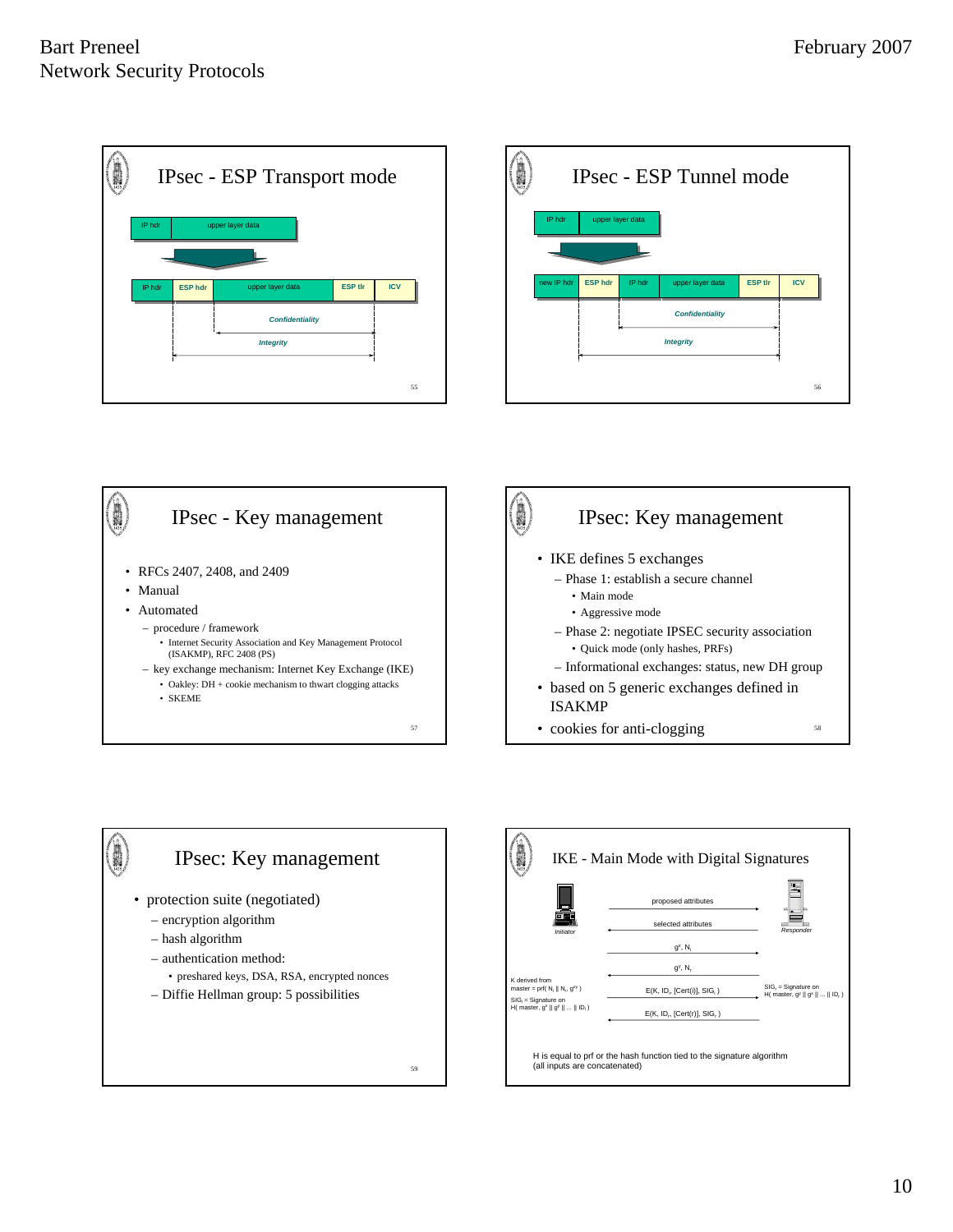## IPsec - ESP Transport mode

| IP hdr | upper layer data |
|---|---|

| IP hdr | ESP hdr | upper layer data | ESP tlr | ICV |
|---|---|---|---|---|

*Confidentiality*

*Integrity*

## IPsec - ESP Tunnel mode

| IP hdr | upper layer data |
|---|---|

| new IP hdr | ESP hdr | IP hdr | upper layer data | ESP tlr | ICV |
|---|---|---|---|---|---|

*Confidentiality*

*Integrity*

## IPsec - Key management

- RFCs 2407, 2408, and 2409
- Manual
- Automated
  - procedure / framework
    - Internet Security Association and Key Management Protocol (ISAKMP), RFC 2408 (PS)
  - key exchange mechanism: Internet Key Exchange (IKE)
    - Oakley: DH + cookie mechanism to thwart clogging attacks
    - SKEME

## IPsec: Key management

- IKE defines 5 exchanges
  - Phase 1: establish a secure channel
    - Main mode
    - Aggressive mode
  - Phase 2: negotiate IPSEC security association
    - Quick mode (only hashes, PRFs)
  - Informational exchanges: status, new DH group
- based on 5 generic exchanges defined in ISAKMP
- cookies for anti-clogging

## IPsec: Key management

- protection suite (negotiated)
  - encryption algorithm
  - hash algorithm
  - authentication method:
    - preshared keys, DSA, RSA, encrypted nonces
  - Diffie Hellman group: 5 possibilities

## IKE - Main Mode with Digital Signatures

Initiator — Responder

- proposed attributes →
- ← selected attributes
- $g^x$, $N_i$ →
- ← $g^y$, $N_r$
- E(K, $ID_i$, [Cert(i)], $SIG_i$ ) →
- ← E(K, $ID_r$, [Cert(r)], $SIG_r$ )

K derived from master = prf( $N_i$ || $N_r$, $g^{xy}$ )

$SIG_i$ = Signature on H( master, $g^x$ || $g^y$ || ... || $ID_i$ )

$SIG_r$ = Signature on H( master, $g^y$ || $g^x$ || ... || $ID_r$ )

H is equal to prf or the hash function tied to the signature algorithm (all inputs are concatenated)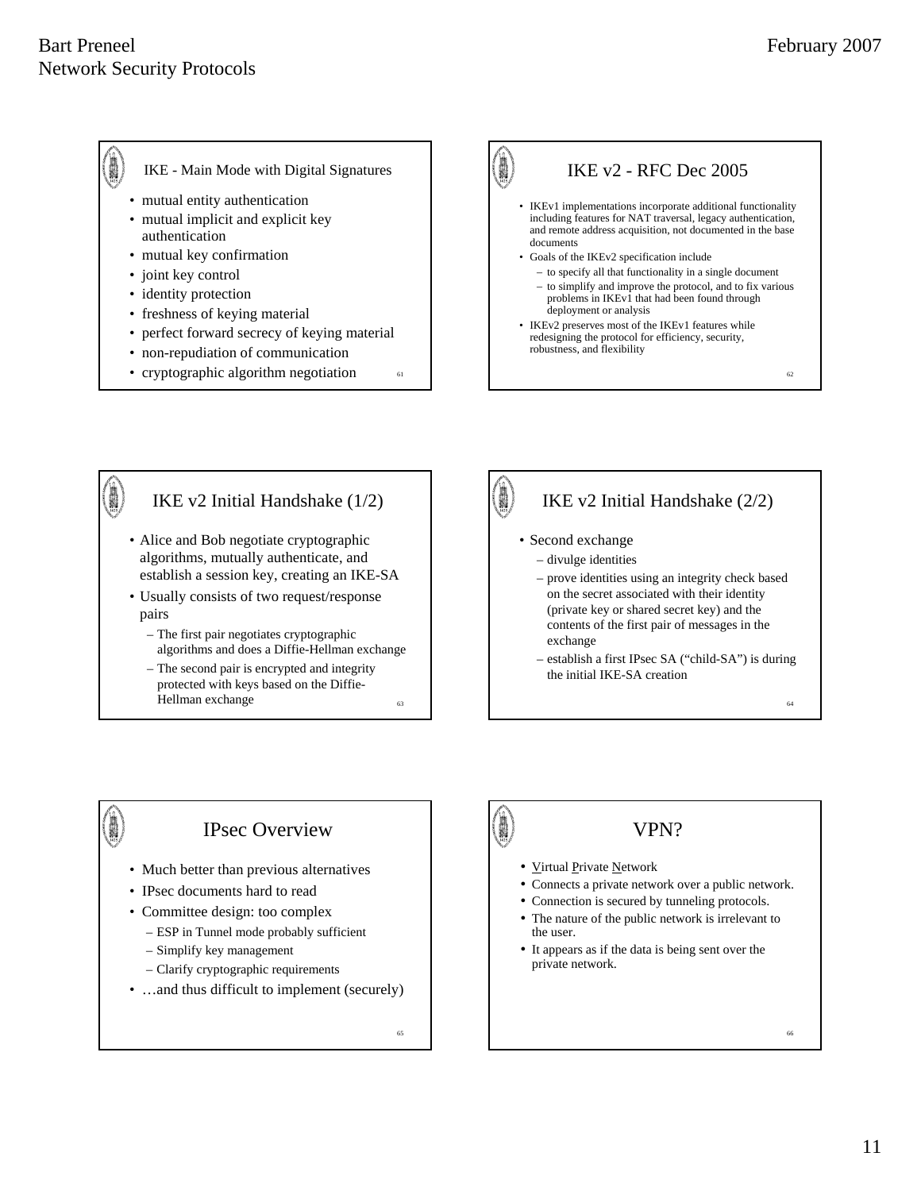## IKE - Main Mode with Digital Signatures

- mutual entity authentication
- mutual implicit and explicit key authentication
- mutual key confirmation
- joint key control
- identity protection
- freshness of keying material
- perfect forward secrecy of keying material
- non-repudiation of communication
- cryptographic algorithm negotiation

## IKE v2 - RFC Dec 2005

- IKEv1 implementations incorporate additional functionality including features for NAT traversal, legacy authentication, and remote address acquisition, not documented in the base documents
- Goals of the IKEv2 specification include
  - to specify all that functionality in a single document
  - to simplify and improve the protocol, and to fix various problems in IKEv1 that had been found through deployment or analysis
- IKEv2 preserves most of the IKEv1 features while redesigning the protocol for efficiency, security, robustness, and flexibility

## IKE v2 Initial Handshake (1/2)

- Alice and Bob negotiate cryptographic algorithms, mutually authenticate, and establish a session key, creating an IKE-SA
- Usually consists of two request/response pairs
  - The first pair negotiates cryptographic algorithms and does a Diffie-Hellman exchange
  - The second pair is encrypted and integrity protected with keys based on the Diffie-Hellman exchange

## IKE v2 Initial Handshake (2/2)

- Second exchange
  - divulge identities
  - prove identities using an integrity check based on the secret associated with their identity (private key or shared secret key) and the contents of the first pair of messages in the exchange
  - establish a first IPsec SA ("child-SA") is during the initial IKE-SA creation

## IPsec Overview

- Much better than previous alternatives
- IPsec documents hard to read
- Committee design: too complex
  - ESP in Tunnel mode probably sufficient
  - Simplify key management
  - Clarify cryptographic requirements
- …and thus difficult to implement (securely)

## VPN?

- Virtual Private Network
- Connects a private network over a public network.
- Connection is secured by tunneling protocols.
- The nature of the public network is irrelevant to the user.
- It appears as if the data is being sent over the private network.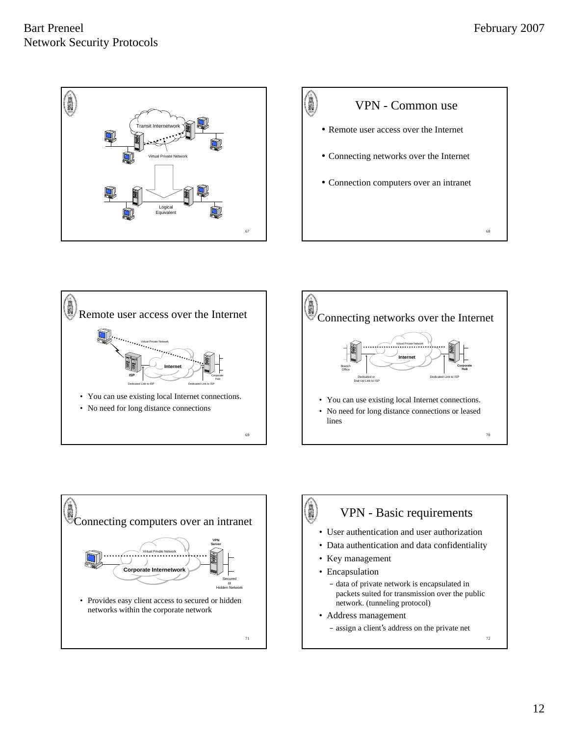## Slide 67

Transit Internetwork

Virtual Private Network

Logical Equivalent

## VPN - Common use

- Remote user access over the Internet
- Connecting networks over the Internet
- Connection computers over an intranet

## Remote user access over the Internet

Virtual Private Network — ISP — Internet — Corporate Hub

Dedicated Link to ISP — Dedicated Link to ISP

- You can use existing local Internet connections.
- No need for long distance connections

## Connecting networks over the Internet

Virtual Private Network — Internet — Branch Office — Corporate Hub

Dedicated or Dial-Up Link to ISP — Dedicated Link to ISP

- You can use existing local Internet connections.
- No need for long distance connections or leased lines

## Connecting computers over an intranet

Virtual Private Network — Corporate Internetwork — VPN Server — Secured or Hidden Network

- Provides easy client access to secured or hidden networks within the corporate network

## VPN - Basic requirements

- User authentication and user authorization
- Data authentication and data confidentiality
- Key management
- Encapsulation
  - data of private network is encapsulated in packets suited for transmission over the public network. (tunneling protocol)
- Address management
  - assign a client's address on the private net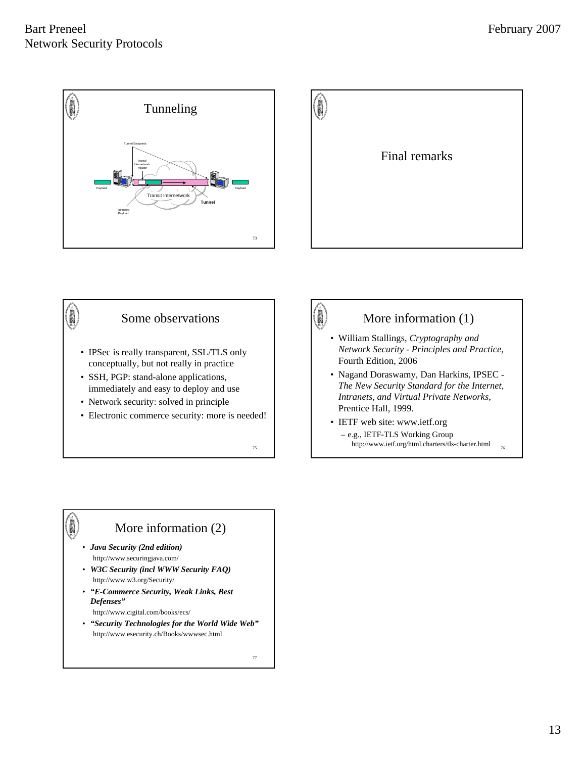## Tunneling

Tunnel Endpoints

Transit Internetwork Header

Payload

Payload

Transit Internetwork

Tunnel

Tunneled Payload

## Final remarks

## Some observations

- IPSec is really transparent, SSL/TLS only conceptually, but not really in practice
- SSH, PGP: stand-alone applications, immediately and easy to deploy and use
- Network security: solved in principle
- Electronic commerce security: more is needed!

## More information (1)

- William Stallings, *Cryptography and Network Security - Principles and Practice*, Fourth Edition, 2006
- Nagand Doraswamy, Dan Harkins, IPSEC - *The New Security Standard for the Internet, Intranets, and Virtual Private Networks*, Prentice Hall, 1999.
- IETF web site: www.ietf.org
  - e.g., IETF-TLS Working Group http://www.ietf.org/html.charters/tls-charter.html

## More information (2)

- ***Java Security (2nd edition)***
  http://www.securingjava.com/
- ***W3C Security (incl WWW Security FAQ)***
  http://www.w3.org/Security/
- ***"E-Commerce Security, Weak Links, Best Defenses"***
  http://www.cigital.com/books/ecs/
- ***"Security Technologies for the World Wide Web"***
  http://www.esecurity.ch/Books/wwwsec.html